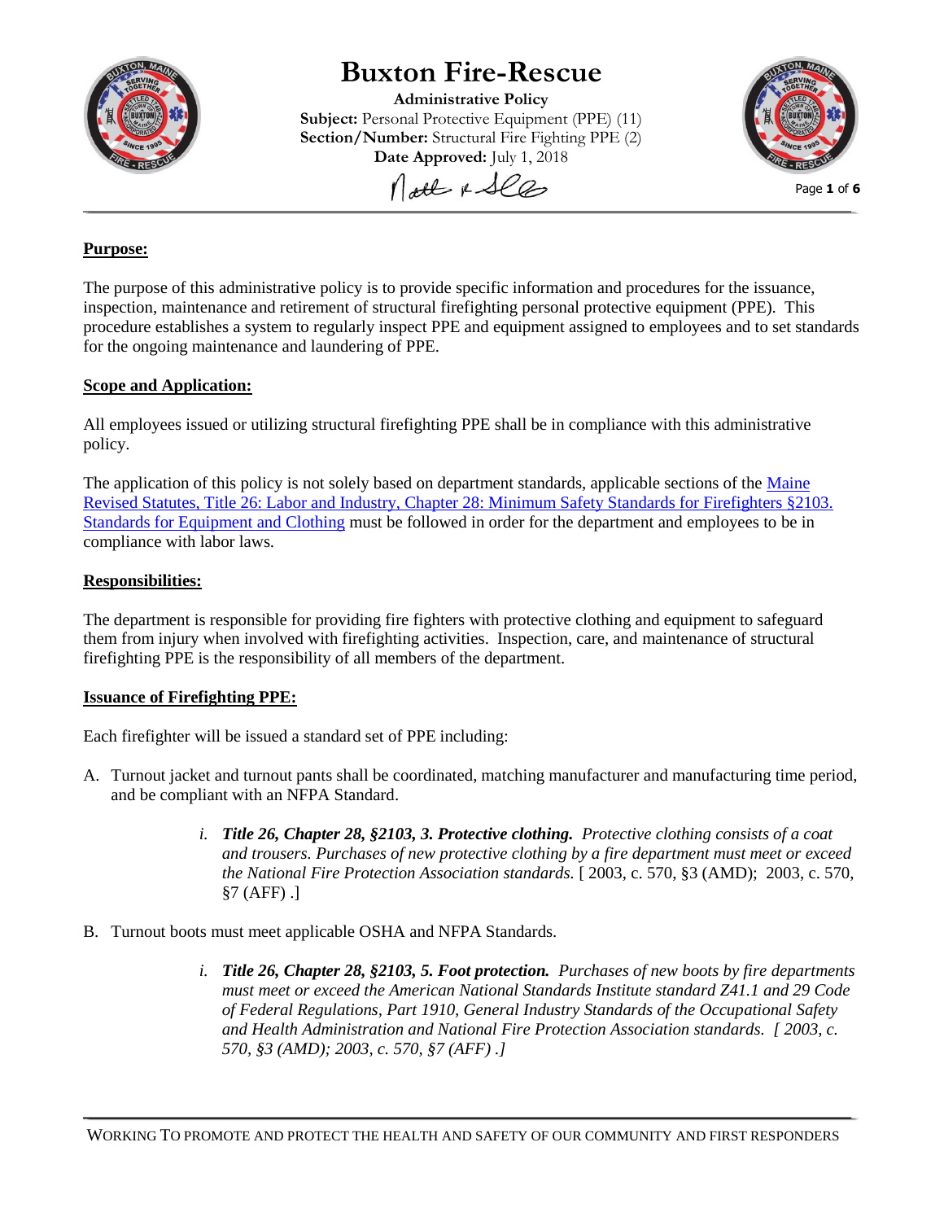# Buxton Fire-Rescue

**Administrative Policy**
**Subject:** Personal Protective Equipment (PPE) (11)
**Section/Number:** Structural Fire Fighting PPE (2)
**Date Approved:** July 1, 2018

## Purpose:

The purpose of this administrative policy is to provide specific information and procedures for the issuance, inspection, maintenance and retirement of structural firefighting personal protective equipment (PPE). This procedure establishes a system to regularly inspect PPE and equipment assigned to employees and to set standards for the ongoing maintenance and laundering of PPE.

## Scope and Application:

All employees issued or utilizing structural firefighting PPE shall be in compliance with this administrative policy.

The application of this policy is not solely based on department standards, applicable sections of the Maine Revised Statutes, Title 26: Labor and Industry, Chapter 28: Minimum Safety Standards for Firefighters §2103. Standards for Equipment and Clothing must be followed in order for the department and employees to be in compliance with labor laws.

## Responsibilities:

The department is responsible for providing fire fighters with protective clothing and equipment to safeguard them from injury when involved with firefighting activities. Inspection, care, and maintenance of structural firefighting PPE is the responsibility of all members of the department.

## Issuance of Firefighting PPE:

Each firefighter will be issued a standard set of PPE including:

A. Turnout jacket and turnout pants shall be coordinated, matching manufacturer and manufacturing time period, and be compliant with an NFPA Standard.

   i. ***Title 26, Chapter 28, §2103, 3. Protective clothing.*** *Protective clothing consists of a coat and trousers. Purchases of new protective clothing by a fire department must meet or exceed the National Fire Protection Association standards.* [ 2003, c. 570, §3 (AMD); 2003, c. 570, §7 (AFF) .]

B. Turnout boots must meet applicable OSHA and NFPA Standards.

   i. ***Title 26, Chapter 28, §2103, 5. Foot protection.*** *Purchases of new boots by fire departments must meet or exceed the American National Standards Institute standard Z41.1 and 29 Code of Federal Regulations, Part 1910, General Industry Standards of the Occupational Safety and Health Administration and National Fire Protection Association standards. [ 2003, c. 570, §3 (AMD); 2003, c. 570, §7 (AFF) .]*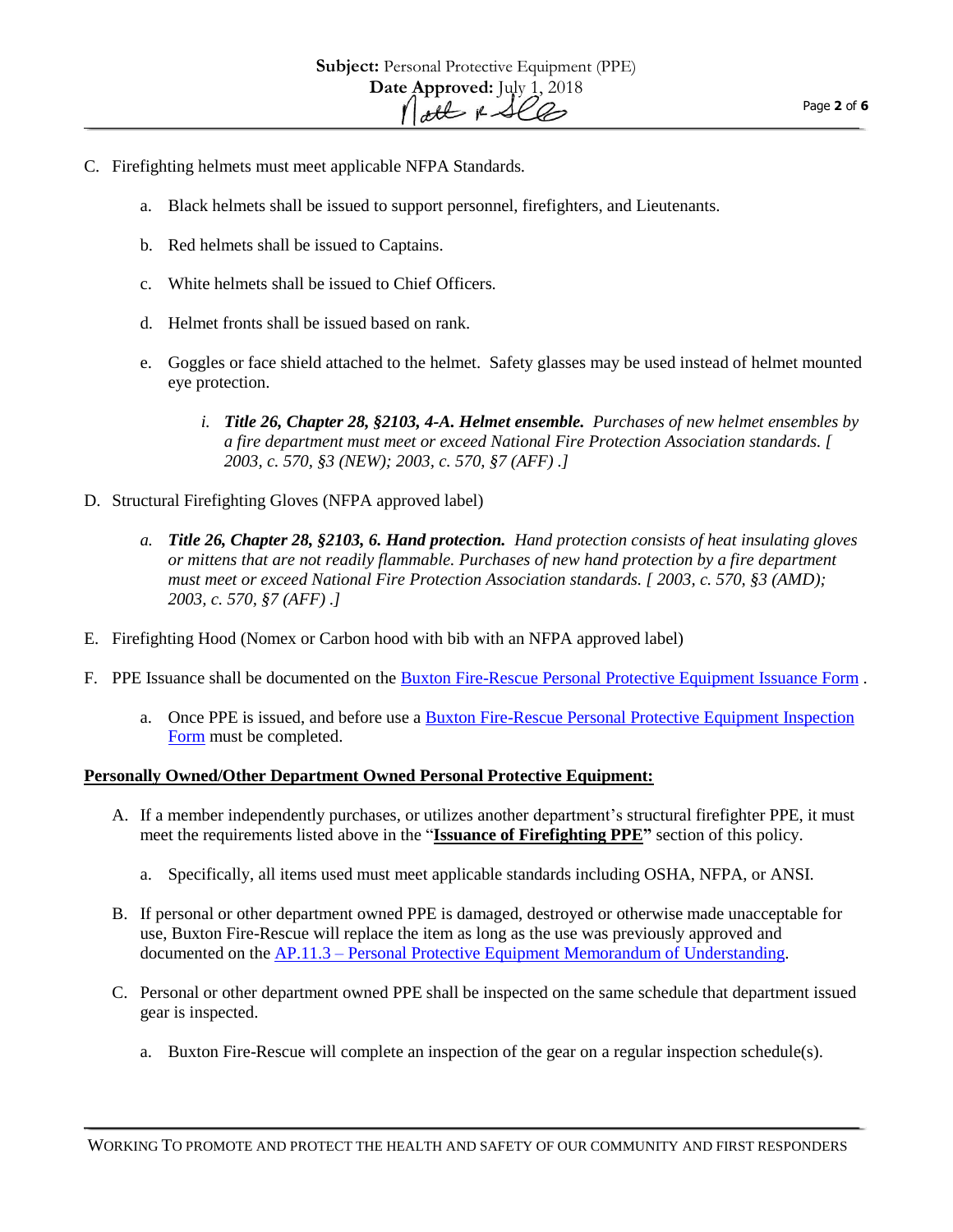C. Firefighting helmets must meet applicable NFPA Standards.

   a. Black helmets shall be issued to support personnel, firefighters, and Lieutenants.

   b. Red helmets shall be issued to Captains.

   c. White helmets shall be issued to Chief Officers.

   d. Helmet fronts shall be issued based on rank.

   e. Goggles or face shield attached to the helmet. Safety glasses may be used instead of helmet mounted eye protection.

      *i.* ***Title 26, Chapter 28, §2103, 4-A. Helmet ensemble.*** *Purchases of new helmet ensembles by a fire department must meet or exceed National Fire Protection Association standards. [ 2003, c. 570, §3 (NEW); 2003, c. 570, §7 (AFF) .]*

D. Structural Firefighting Gloves (NFPA approved label)

   *a.* ***Title 26, Chapter 28, §2103, 6. Hand protection.*** *Hand protection consists of heat insulating gloves or mittens that are not readily flammable. Purchases of new hand protection by a fire department must meet or exceed National Fire Protection Association standards. [ 2003, c. 570, §3 (AMD); 2003, c. 570, §7 (AFF) .]*

E. Firefighting Hood (Nomex or Carbon hood with bib with an NFPA approved label)

F. PPE Issuance shall be documented on the Buxton Fire-Rescue Personal Protective Equipment Issuance Form .

   a. Once PPE is issued, and before use a Buxton Fire-Rescue Personal Protective Equipment Inspection Form must be completed.

**Personally Owned/Other Department Owned Personal Protective Equipment:**

A. If a member independently purchases, or utilizes another department's structural firefighter PPE, it must meet the requirements listed above in the "**Issuance of Firefighting PPE"** section of this policy.

   a. Specifically, all items used must meet applicable standards including OSHA, NFPA, or ANSI.

B. If personal or other department owned PPE is damaged, destroyed or otherwise made unacceptable for use, Buxton Fire-Rescue will replace the item as long as the use was previously approved and documented on the AP.11.3 – Personal Protective Equipment Memorandum of Understanding.

C. Personal or other department owned PPE shall be inspected on the same schedule that department issued gear is inspected.

   a. Buxton Fire-Rescue will complete an inspection of the gear on a regular inspection schedule(s).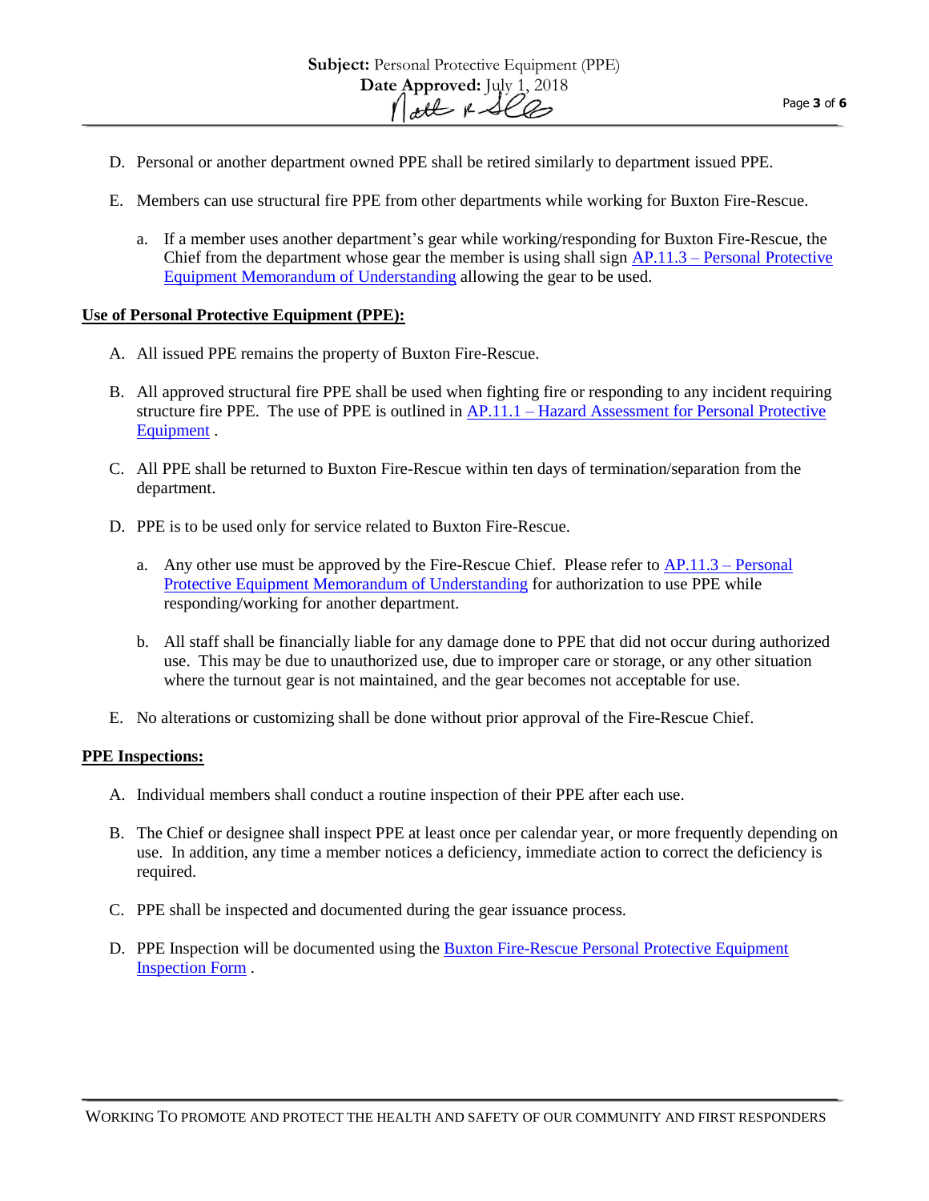D. Personal or another department owned PPE shall be retired similarly to department issued PPE.

E. Members can use structural fire PPE from other departments while working for Buxton Fire-Rescue.

   a. If a member uses another department's gear while working/responding for Buxton Fire-Rescue, the Chief from the department whose gear the member is using shall sign AP.11.3 – Personal Protective Equipment Memorandum of Understanding allowing the gear to be used.

**Use of Personal Protective Equipment (PPE):**

A. All issued PPE remains the property of Buxton Fire-Rescue.

B. All approved structural fire PPE shall be used when fighting fire or responding to any incident requiring structure fire PPE. The use of PPE is outlined in AP.11.1 – Hazard Assessment for Personal Protective Equipment .

C. All PPE shall be returned to Buxton Fire-Rescue within ten days of termination/separation from the department.

D. PPE is to be used only for service related to Buxton Fire-Rescue.

   a. Any other use must be approved by the Fire-Rescue Chief. Please refer to AP.11.3 – Personal Protective Equipment Memorandum of Understanding for authorization to use PPE while responding/working for another department.

   b. All staff shall be financially liable for any damage done to PPE that did not occur during authorized use. This may be due to unauthorized use, due to improper care or storage, or any other situation where the turnout gear is not maintained, and the gear becomes not acceptable for use.

E. No alterations or customizing shall be done without prior approval of the Fire-Rescue Chief.

**PPE Inspections:**

A. Individual members shall conduct a routine inspection of their PPE after each use.

B. The Chief or designee shall inspect PPE at least once per calendar year, or more frequently depending on use. In addition, any time a member notices a deficiency, immediate action to correct the deficiency is required.

C. PPE shall be inspected and documented during the gear issuance process.

D. PPE Inspection will be documented using the Buxton Fire-Rescue Personal Protective Equipment Inspection Form .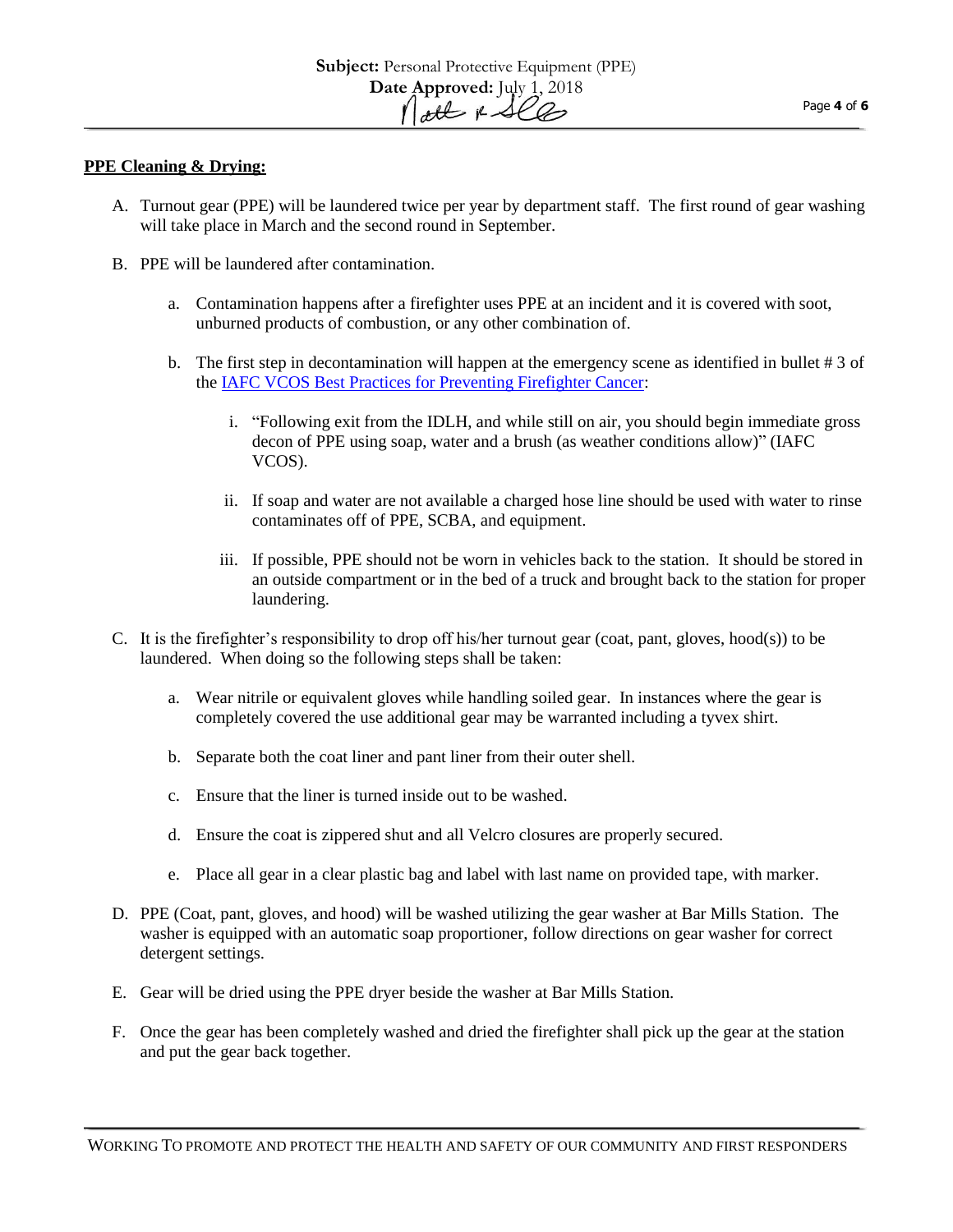**Subject:** Personal Protective Equipment (PPE)
**Date Approved:** July 1, 2018

**PPE Cleaning & Drying:**

A. Turnout gear (PPE) will be laundered twice per year by department staff. The first round of gear washing will take place in March and the second round in September.

B. PPE will be laundered after contamination.

   a. Contamination happens after a firefighter uses PPE at an incident and it is covered with soot, unburned products of combustion, or any other combination of.

   b. The first step in decontamination will happen at the emergency scene as identified in bullet # 3 of the [IAFC VCOS Best Practices for Preventing Firefighter Cancer](#):

      i. "Following exit from the IDLH, and while still on air, you should begin immediate gross decon of PPE using soap, water and a brush (as weather conditions allow)" (IAFC VCOS).

      ii. If soap and water are not available a charged hose line should be used with water to rinse contaminates off of PPE, SCBA, and equipment.

      iii. If possible, PPE should not be worn in vehicles back to the station. It should be stored in an outside compartment or in the bed of a truck and brought back to the station for proper laundering.

C. It is the firefighter's responsibility to drop off his/her turnout gear (coat, pant, gloves, hood(s)) to be laundered. When doing so the following steps shall be taken:

   a. Wear nitrile or equivalent gloves while handling soiled gear. In instances where the gear is completely covered the use additional gear may be warranted including a tyvex shirt.

   b. Separate both the coat liner and pant liner from their outer shell.

   c. Ensure that the liner is turned inside out to be washed.

   d. Ensure the coat is zippered shut and all Velcro closures are properly secured.

   e. Place all gear in a clear plastic bag and label with last name on provided tape, with marker.

D. PPE (Coat, pant, gloves, and hood) will be washed utilizing the gear washer at Bar Mills Station. The washer is equipped with an automatic soap proportioner, follow directions on gear washer for correct detergent settings.

E. Gear will be dried using the PPE dryer beside the washer at Bar Mills Station.

F. Once the gear has been completely washed and dried the firefighter shall pick up the gear at the station and put the gear back together.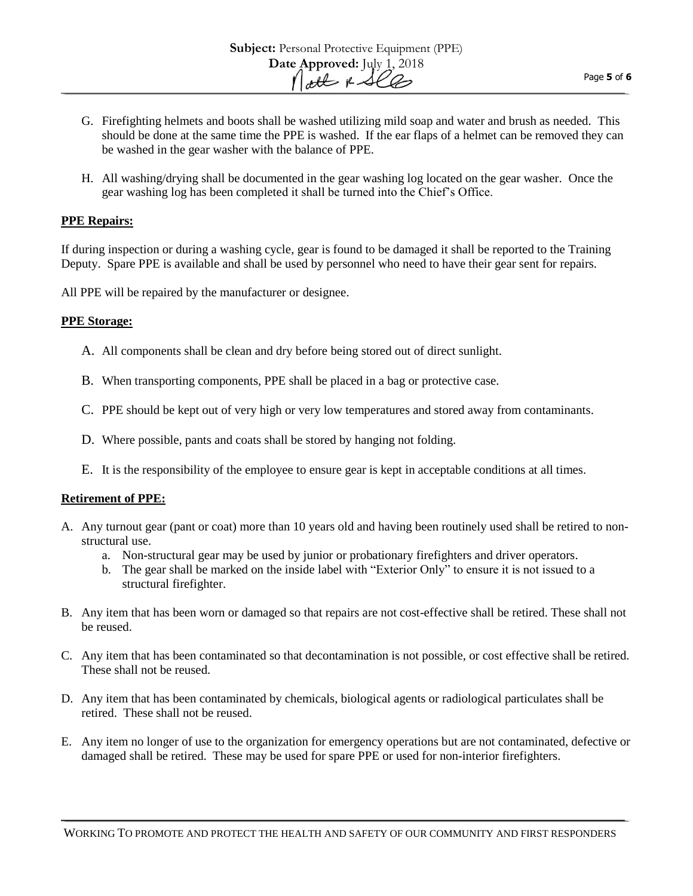G. Firefighting helmets and boots shall be washed utilizing mild soap and water and brush as needed. This should be done at the same time the PPE is washed. If the ear flaps of a helmet can be removed they can be washed in the gear washer with the balance of PPE.

H. All washing/drying shall be documented in the gear washing log located on the gear washer. Once the gear washing log has been completed it shall be turned into the Chief's Office.

**PPE Repairs:**

If during inspection or during a washing cycle, gear is found to be damaged it shall be reported to the Training Deputy. Spare PPE is available and shall be used by personnel who need to have their gear sent for repairs.

All PPE will be repaired by the manufacturer or designee.

**PPE Storage:**

A. All components shall be clean and dry before being stored out of direct sunlight.

B. When transporting components, PPE shall be placed in a bag or protective case.

C. PPE should be kept out of very high or very low temperatures and stored away from contaminants.

D. Where possible, pants and coats shall be stored by hanging not folding.

E. It is the responsibility of the employee to ensure gear is kept in acceptable conditions at all times.

**Retirement of PPE:**

A. Any turnout gear (pant or coat) more than 10 years old and having been routinely used shall be retired to non-structural use.
   a. Non-structural gear may be used by junior or probationary firefighters and driver operators.
   b. The gear shall be marked on the inside label with "Exterior Only" to ensure it is not issued to a structural firefighter.

B. Any item that has been worn or damaged so that repairs are not cost-effective shall be retired. These shall not be reused.

C. Any item that has been contaminated so that decontamination is not possible, or cost effective shall be retired. These shall not be reused.

D. Any item that has been contaminated by chemicals, biological agents or radiological particulates shall be retired. These shall not be reused.

E. Any item no longer of use to the organization for emergency operations but are not contaminated, defective or damaged shall be retired. These may be used for spare PPE or used for non-interior firefighters.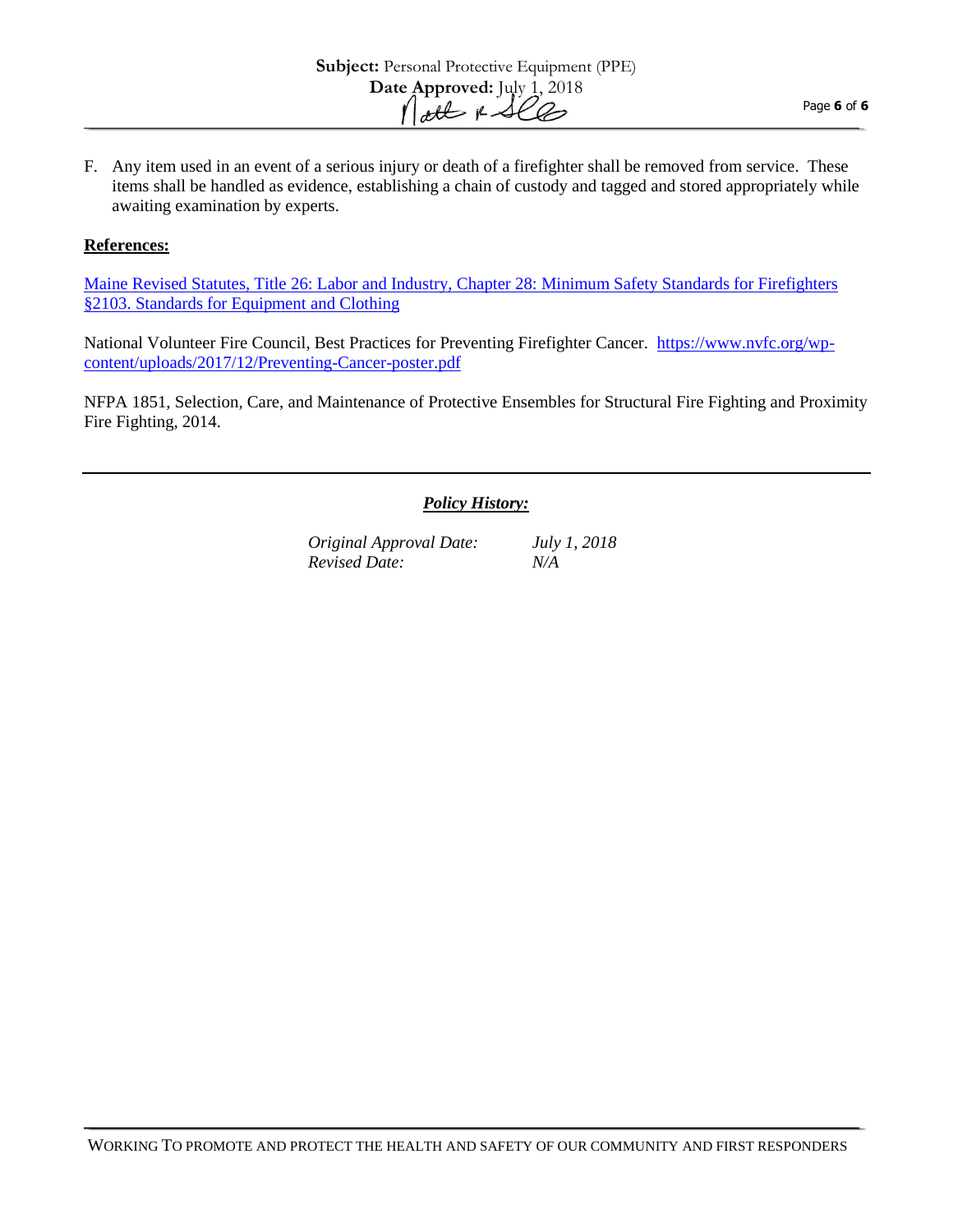F. Any item used in an event of a serious injury or death of a firefighter shall be removed from service. These items shall be handled as evidence, establishing a chain of custody and tagged and stored appropriately while awaiting examination by experts.

**References:**

Maine Revised Statutes, Title 26: Labor and Industry, Chapter 28: Minimum Safety Standards for Firefighters §2103. Standards for Equipment and Clothing

National Volunteer Fire Council, Best Practices for Preventing Firefighter Cancer. https://www.nvfc.org/wp-content/uploads/2017/12/Preventing-Cancer-poster.pdf

NFPA 1851, Selection, Care, and Maintenance of Protective Ensembles for Structural Fire Fighting and Proximity Fire Fighting, 2014.

***Policy History:***

| | |
|---|---|
| *Original Approval Date:* | *July 1, 2018* |
| *Revised Date:* | *N/A* |